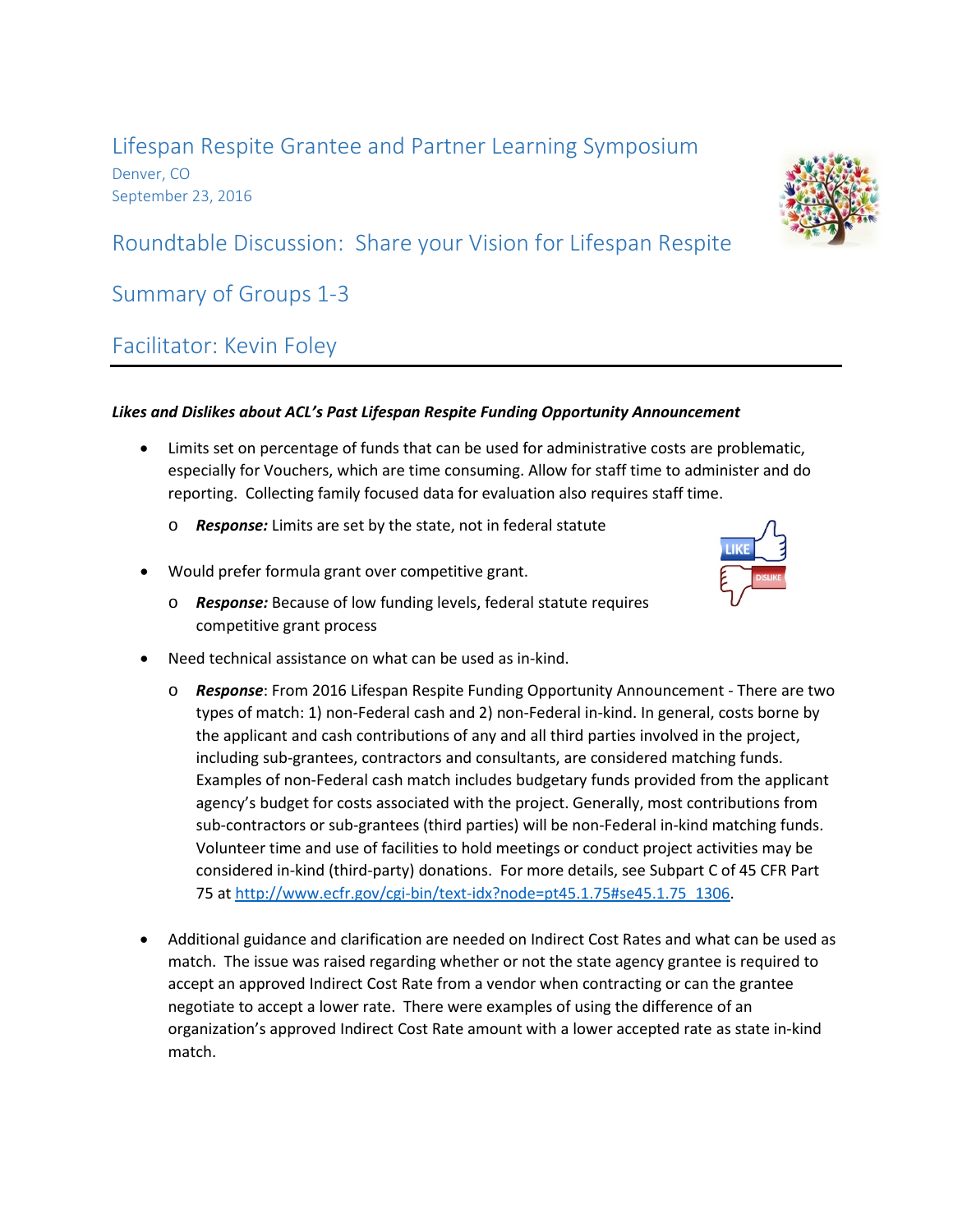# Lifespan Respite Grantee and Partner Learning Symposium

Denver, CO
September 23, 2016

## Roundtable Discussion: Share your Vision for Lifespan Respite

## Summary of Groups 1-3

## Facilitator: Kevin Foley

***Likes and Dislikes about ACL's Past Lifespan Respite Funding Opportunity Announcement***

- Limits set on percentage of funds that can be used for administrative costs are problematic, especially for Vouchers, which are time consuming. Allow for staff time to administer and do reporting. Collecting family focused data for evaluation also requires staff time.
  - ***Response:*** Limits are set by the state, not in federal statute
- Would prefer formula grant over competitive grant.
  - ***Response:*** Because of low funding levels, federal statute requires competitive grant process
- Need technical assistance on what can be used as in-kind.
  - ***Response***: From 2016 Lifespan Respite Funding Opportunity Announcement - There are two types of match: 1) non-Federal cash and 2) non-Federal in-kind. In general, costs borne by the applicant and cash contributions of any and all third parties involved in the project, including sub-grantees, contractors and consultants, are considered matching funds. Examples of non-Federal cash match includes budgetary funds provided from the applicant agency's budget for costs associated with the project. Generally, most contributions from sub-contractors or sub-grantees (third parties) will be non-Federal in-kind matching funds. Volunteer time and use of facilities to hold meetings or conduct project activities may be considered in-kind (third-party) donations. For more details, see Subpart C of 45 CFR Part 75 at http://www.ecfr.gov/cgi-bin/text-idx?node=pt45.1.75#se45.1.75_1306.
- Additional guidance and clarification are needed on Indirect Cost Rates and what can be used as match. The issue was raised regarding whether or not the state agency grantee is required to accept an approved Indirect Cost Rate from a vendor when contracting or can the grantee negotiate to accept a lower rate. There were examples of using the difference of an organization's approved Indirect Cost Rate amount with a lower accepted rate as state in-kind match.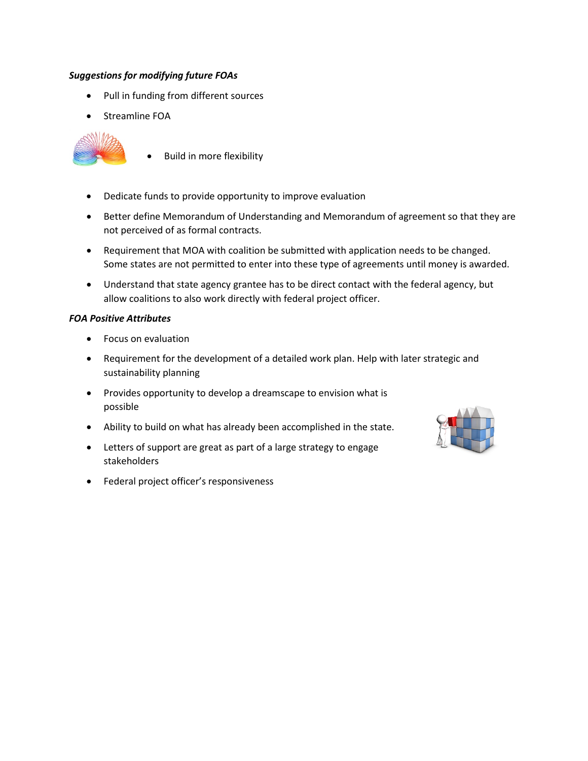***Suggestions for modifying future FOAs***

- Pull in funding from different sources
- Streamline FOA
- Build in more flexibility
- Dedicate funds to provide opportunity to improve evaluation
- Better define Memorandum of Understanding and Memorandum of agreement so that they are not perceived of as formal contracts.
- Requirement that MOA with coalition be submitted with application needs to be changed. Some states are not permitted to enter into these type of agreements until money is awarded.
- Understand that state agency grantee has to be direct contact with the federal agency, but allow coalitions to also work directly with federal project officer.

***FOA Positive Attributes***

- Focus on evaluation
- Requirement for the development of a detailed work plan. Help with later strategic and sustainability planning
- Provides opportunity to develop a dreamscape to envision what is possible
- Ability to build on what has already been accomplished in the state.
- Letters of support are great as part of a large strategy to engage stakeholders
- Federal project officer's responsiveness